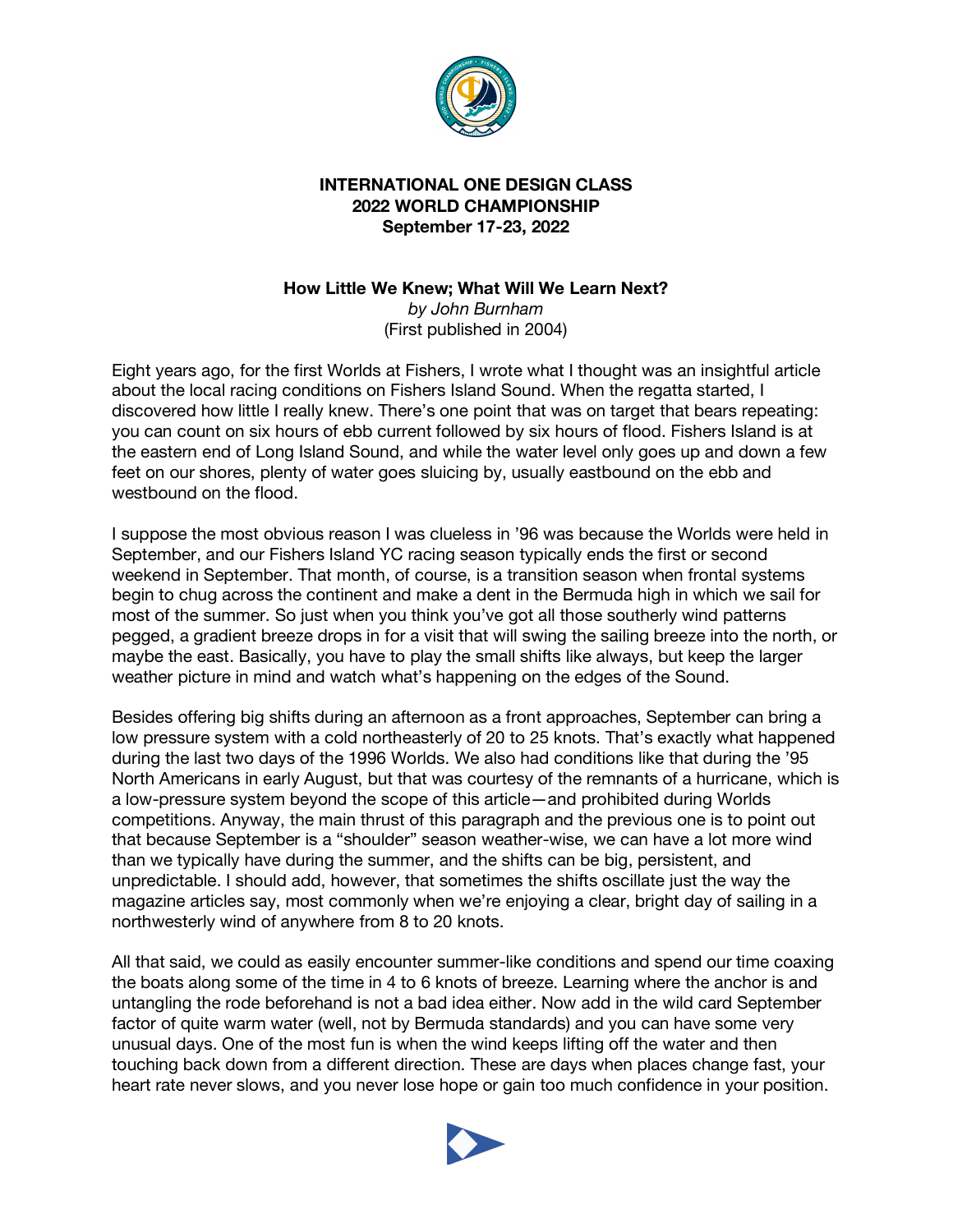**INTERNATIONAL ONE DESIGN CLASS**
**2022 WORLD CHAMPIONSHIP**
**September 17-23, 2022**

# How Little We Knew; What Will We Learn Next?

*by John Burnham*
(First published in 2004)

Eight years ago, for the first Worlds at Fishers, I wrote what I thought was an insightful article about the local racing conditions on Fishers Island Sound. When the regatta started, I discovered how little I really knew. There's one point that was on target that bears repeating: you can count on six hours of ebb current followed by six hours of flood. Fishers Island is at the eastern end of Long Island Sound, and while the water level only goes up and down a few feet on our shores, plenty of water goes sluicing by, usually eastbound on the ebb and westbound on the flood.

I suppose the most obvious reason I was clueless in '96 was because the Worlds were held in September, and our Fishers Island YC racing season typically ends the first or second weekend in September. That month, of course, is a transition season when frontal systems begin to chug across the continent and make a dent in the Bermuda high in which we sail for most of the summer. So just when you think you've got all those southerly wind patterns pegged, a gradient breeze drops in for a visit that will swing the sailing breeze into the north, or maybe the east. Basically, you have to play the small shifts like always, but keep the larger weather picture in mind and watch what's happening on the edges of the Sound.

Besides offering big shifts during an afternoon as a front approaches, September can bring a low pressure system with a cold northeasterly of 20 to 25 knots. That's exactly what happened during the last two days of the 1996 Worlds. We also had conditions like that during the '95 North Americans in early August, but that was courtesy of the remnants of a hurricane, which is a low-pressure system beyond the scope of this article—and prohibited during Worlds competitions. Anyway, the main thrust of this paragraph and the previous one is to point out that because September is a "shoulder" season weather-wise, we can have a lot more wind than we typically have during the summer, and the shifts can be big, persistent, and unpredictable. I should add, however, that sometimes the shifts oscillate just the way the magazine articles say, most commonly when we're enjoying a clear, bright day of sailing in a northwesterly wind of anywhere from 8 to 20 knots.

All that said, we could as easily encounter summer-like conditions and spend our time coaxing the boats along some of the time in 4 to 6 knots of breeze. Learning where the anchor is and untangling the rode beforehand is not a bad idea either. Now add in the wild card September factor of quite warm water (well, not by Bermuda standards) and you can have some very unusual days. One of the most fun is when the wind keeps lifting off the water and then touching back down from a different direction. These are days when places change fast, your heart rate never slows, and you never lose hope or gain too much confidence in your position.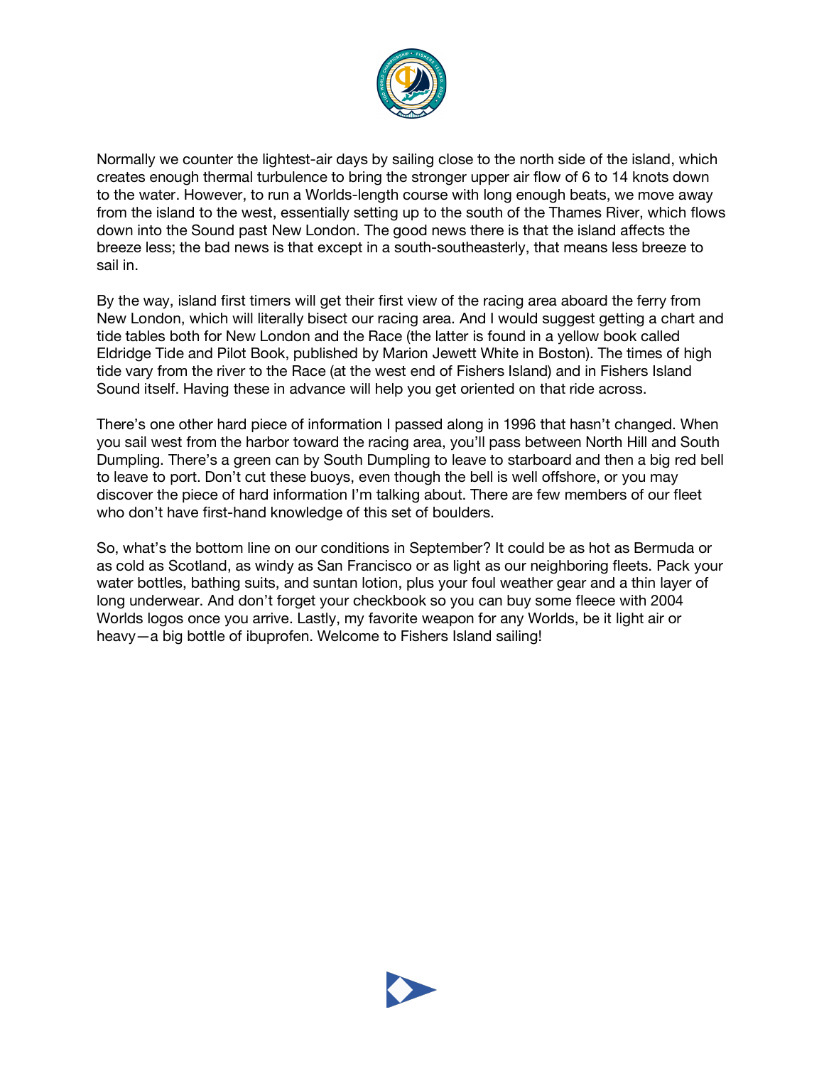Normally we counter the lightest-air days by sailing close to the north side of the island, which creates enough thermal turbulence to bring the stronger upper air flow of 6 to 14 knots down to the water. However, to run a Worlds-length course with long enough beats, we move away from the island to the west, essentially setting up to the south of the Thames River, which flows down into the Sound past New London. The good news there is that the island affects the breeze less; the bad news is that except in a south-southeasterly, that means less breeze to sail in.

By the way, island first timers will get their first view of the racing area aboard the ferry from New London, which will literally bisect our racing area. And I would suggest getting a chart and tide tables both for New London and the Race (the latter is found in a yellow book called Eldridge Tide and Pilot Book, published by Marion Jewett White in Boston). The times of high tide vary from the river to the Race (at the west end of Fishers Island) and in Fishers Island Sound itself. Having these in advance will help you get oriented on that ride across.

There's one other hard piece of information I passed along in 1996 that hasn't changed. When you sail west from the harbor toward the racing area, you'll pass between North Hill and South Dumpling. There's a green can by South Dumpling to leave to starboard and then a big red bell to leave to port. Don't cut these buoys, even though the bell is well offshore, or you may discover the piece of hard information I'm talking about. There are few members of our fleet who don't have first-hand knowledge of this set of boulders.

So, what's the bottom line on our conditions in September? It could be as hot as Bermuda or as cold as Scotland, as windy as San Francisco or as light as our neighboring fleets. Pack your water bottles, bathing suits, and suntan lotion, plus your foul weather gear and a thin layer of long underwear. And don't forget your checkbook so you can buy some fleece with 2004 Worlds logos once you arrive. Lastly, my favorite weapon for any Worlds, be it light air or heavy—a big bottle of ibuprofen. Welcome to Fishers Island sailing!